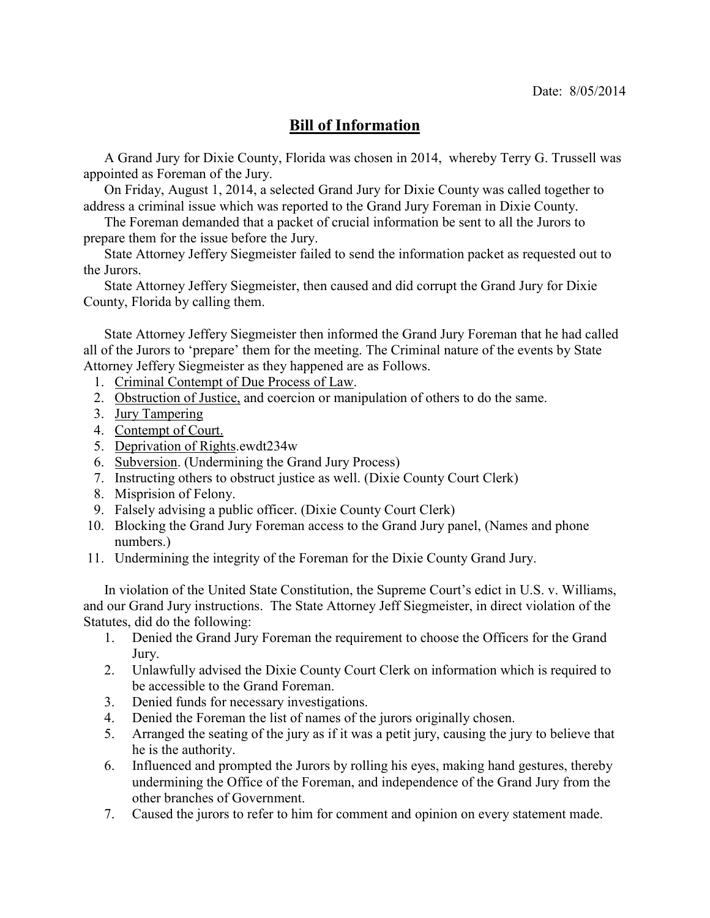Date: 8/05/2014

# Bill of Information

A Grand Jury for Dixie County, Florida was chosen in 2014, whereby Terry G. Trussell was appointed as Foreman of the Jury.

On Friday, August 1, 2014, a selected Grand Jury for Dixie County was called together to address a criminal issue which was reported to the Grand Jury Foreman in Dixie County.

The Foreman demanded that a packet of crucial information be sent to all the Jurors to prepare them for the issue before the Jury.

State Attorney Jeffery Siegmeister failed to send the information packet as requested out to the Jurors.

State Attorney Jeffery Siegmeister, then caused and did corrupt the Grand Jury for Dixie County, Florida by calling them.

State Attorney Jeffery Siegmeister then informed the Grand Jury Foreman that he had called all of the Jurors to 'prepare' them for the meeting. The Criminal nature of the events by State Attorney Jeffery Siegmeister as they happened are as Follows.

1. <u>Criminal Contempt of Due Process of Law</u>.
2. <u>Obstruction of Justice,</u> and coercion or manipulation of others to do the same.
3. <u>Jury Tampering</u>
4. <u>Contempt of Court.</u>
5. <u>Deprivation of Rights</u>.ewdt234w
6. <u>Subversion</u>. (Undermining the Grand Jury Process)
7. Instructing others to obstruct justice as well. (Dixie County Court Clerk)
8. Misprision of Felony.
9. Falsely advising a public officer. (Dixie County Court Clerk)
10. Blocking the Grand Jury Foreman access to the Grand Jury panel, (Names and phone numbers.)
11. Undermining the integrity of the Foreman for the Dixie County Grand Jury.

In violation of the United State Constitution, the Supreme Court's edict in U.S. v. Williams, and our Grand Jury instructions. The State Attorney Jeff Siegmeister, in direct violation of the Statutes, did do the following:

1. Denied the Grand Jury Foreman the requirement to choose the Officers for the Grand Jury.
2. Unlawfully advised the Dixie County Court Clerk on information which is required to be accessible to the Grand Foreman.
3. Denied funds for necessary investigations.
4. Denied the Foreman the list of names of the jurors originally chosen.
5. Arranged the seating of the jury as if it was a petit jury, causing the jury to believe that he is the authority.
6. Influenced and prompted the Jurors by rolling his eyes, making hand gestures, thereby undermining the Office of the Foreman, and independence of the Grand Jury from the other branches of Government.
7. Caused the jurors to refer to him for comment and opinion on every statement made.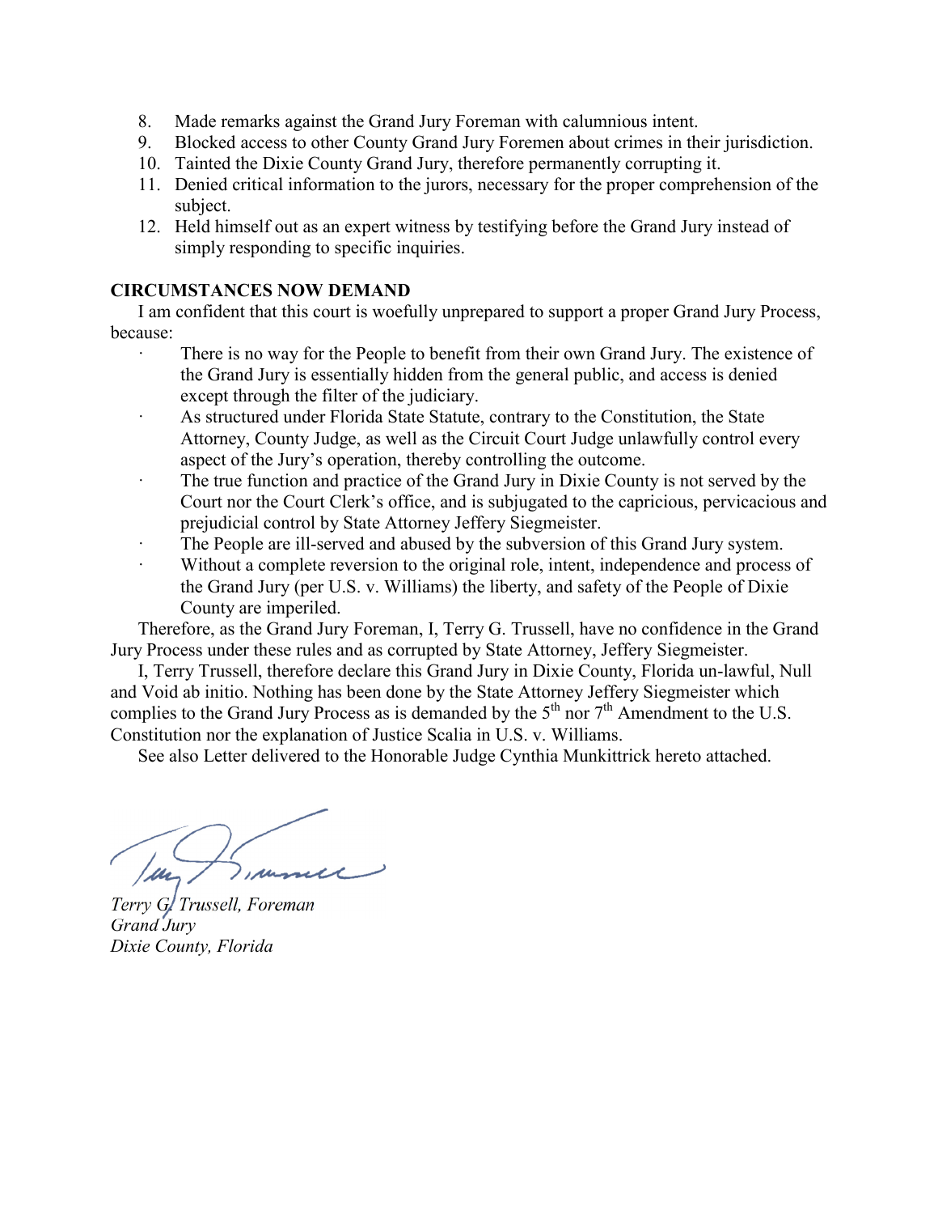8. Made remarks against the Grand Jury Foreman with calumnious intent.
9. Blocked access to other County Grand Jury Foremen about crimes in their jurisdiction.
10. Tainted the Dixie County Grand Jury, therefore permanently corrupting it.
11. Denied critical information to the jurors, necessary for the proper comprehension of the subject.
12. Held himself out as an expert witness by testifying before the Grand Jury instead of simply responding to specific inquiries.

**CIRCUMSTANCES NOW DEMAND**

I am confident that this court is woefully unprepared to support a proper Grand Jury Process, because:

- There is no way for the People to benefit from their own Grand Jury. The existence of the Grand Jury is essentially hidden from the general public, and access is denied except through the filter of the judiciary.
- As structured under Florida State Statute, contrary to the Constitution, the State Attorney, County Judge, as well as the Circuit Court Judge unlawfully control every aspect of the Jury's operation, thereby controlling the outcome.
- The true function and practice of the Grand Jury in Dixie County is not served by the Court nor the Court Clerk's office, and is subjugated to the capricious, pervicacious and prejudicial control by State Attorney Jeffery Siegmeister.
- The People are ill-served and abused by the subversion of this Grand Jury system.
- Without a complete reversion to the original role, intent, independence and process of the Grand Jury (per U.S. v. Williams) the liberty, and safety of the People of Dixie County are imperiled.

Therefore, as the Grand Jury Foreman, I, Terry G. Trussell, have no confidence in the Grand Jury Process under these rules and as corrupted by State Attorney, Jeffery Siegmeister.

I, Terry Trussell, therefore declare this Grand Jury in Dixie County, Florida un-lawful, Null and Void ab initio. Nothing has been done by the State Attorney Jeffery Siegmeister which complies to the Grand Jury Process as is demanded by the 5th nor 7th Amendment to the U.S. Constitution nor the explanation of Justice Scalia in U.S. v. Williams.

See also Letter delivered to the Honorable Judge Cynthia Munkittrick hereto attached.

*Terry G. Trussell, Foreman*
*Grand Jury*
*Dixie County, Florida*